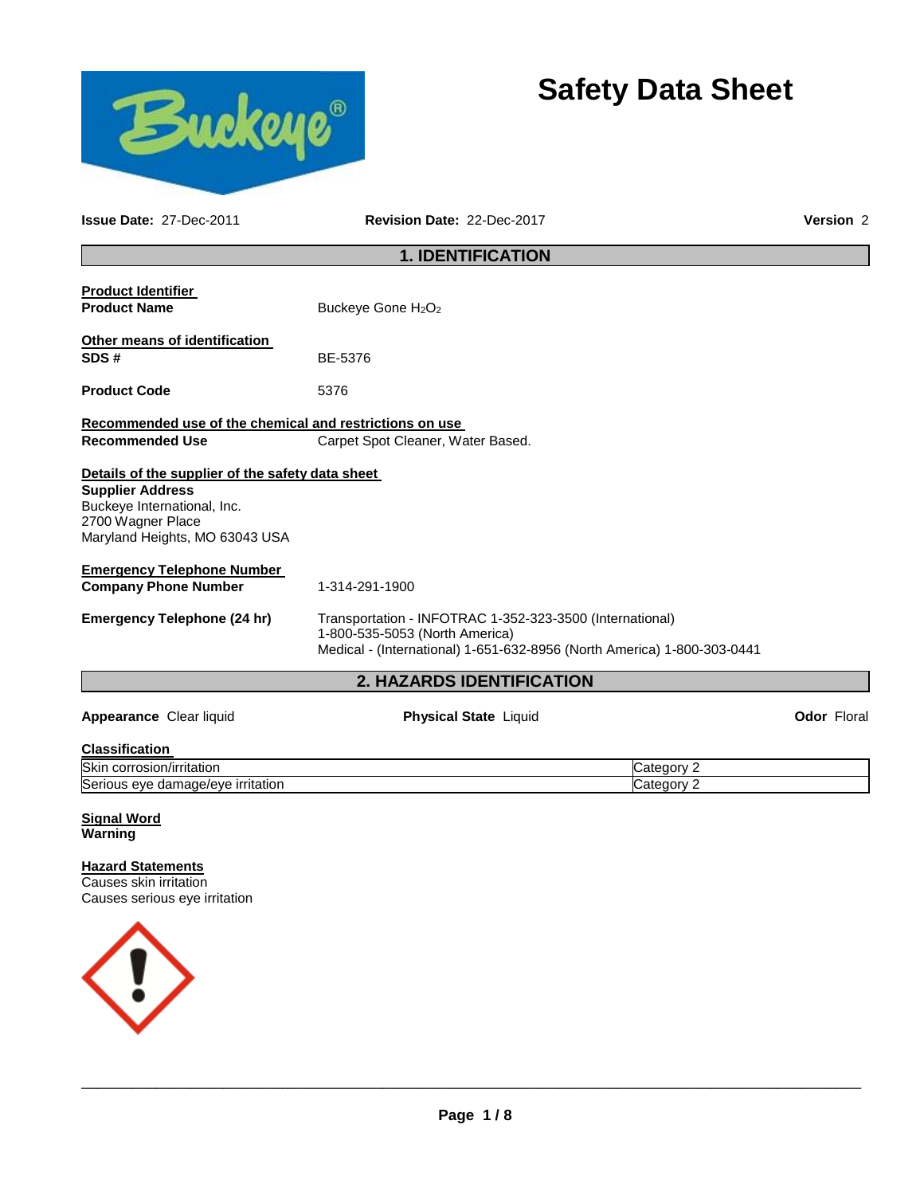# Safety Data Sheet

**Issue Date:** 27-Dec-2011 **Revision Date:** 22-Dec-2017 **Version** 2

## 1. IDENTIFICATION

**Product Identifier**

**Product Name** Buckeye Gone $H_2O_2$

**Other means of identification**

**SDS #** BE-5376

**Product Code** 5376

**Recommended use of the chemical and restrictions on use**

**Recommended Use** Carpet Spot Cleaner, Water Based.

**Details of the supplier of the safety data sheet**

**Supplier Address**
Buckeye International, Inc.
2700 Wagner Place
Maryland Heights, MO 63043 USA

**Emergency Telephone Number**

**Company Phone Number** 1-314-291-1900

**Emergency Telephone (24 hr)** Transportation - INFOTRAC 1-352-323-3500 (International)
1-800-535-5053 (North America)
Medical - (International) 1-651-632-8956 (North America) 1-800-303-0441

## 2. HAZARDS IDENTIFICATION

**Appearance** Clear liquid **Physical State** Liquid **Odor** Floral

**Classification**

| | |
|---|---|
| Skin corrosion/irritation | Category 2 |
| Serious eye damage/eye irritation | Category 2 |

**Signal Word**
**Warning**

**Hazard Statements**
Causes skin irritation
Causes serious eye irritation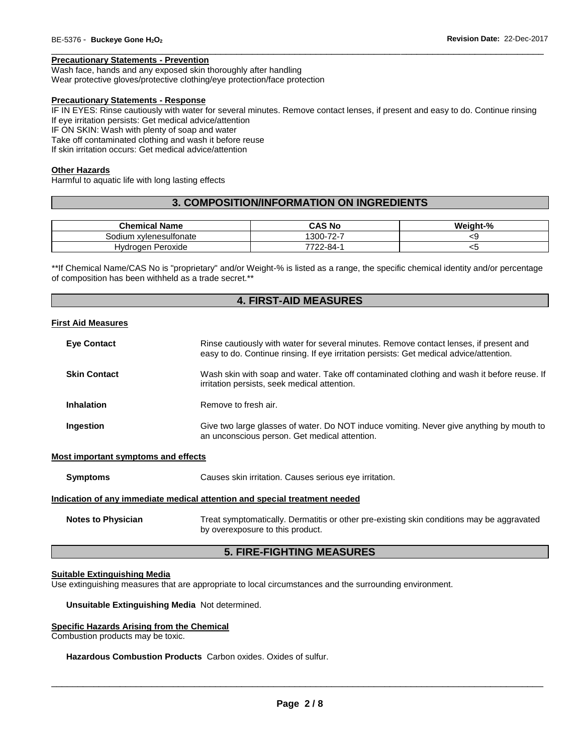**Precautionary Statements - Prevention**

Wash face, hands and any exposed skin thoroughly after handling
Wear protective gloves/protective clothing/eye protection/face protection

**Precautionary Statements - Response**

IF IN EYES: Rinse cautiously with water for several minutes. Remove contact lenses, if present and easy to do. Continue rinsing
If eye irritation persists: Get medical advice/attention
IF ON SKIN: Wash with plenty of soap and water
Take off contaminated clothing and wash it before reuse
If skin irritation occurs: Get medical advice/attention

**Other Hazards**

Harmful to aquatic life with long lasting effects

## 3. COMPOSITION/INFORMATION ON INGREDIENTS

| Chemical Name | CAS No | Weight-% |
|---|---|---|
| Sodium xylenesulfonate | 1300-72-7 | <9 |
| Hydrogen Peroxide | 7722-84-1 | <5 |

**If Chemical Name/CAS No is "proprietary" and/or Weight-% is listed as a range, the specific chemical identity and/or percentage of composition has been withheld as a trade secret.**

## 4. FIRST-AID MEASURES

**First Aid Measures**

**Eye Contact** Rinse cautiously with water for several minutes. Remove contact lenses, if present and easy to do. Continue rinsing. If eye irritation persists: Get medical advice/attention.

**Skin Contact** Wash skin with soap and water. Take off contaminated clothing and wash it before reuse. If irritation persists, seek medical attention.

**Inhalation** Remove to fresh air.

**Ingestion** Give two large glasses of water. Do NOT induce vomiting. Never give anything by mouth to an unconscious person. Get medical attention.

**Most important symptoms and effects**

**Symptoms** Causes skin irritation. Causes serious eye irritation.

**Indication of any immediate medical attention and special treatment needed**

**Notes to Physician** Treat symptomatically. Dermatitis or other pre-existing skin conditions may be aggravated by overexposure to this product.

## 5. FIRE-FIGHTING MEASURES

**Suitable Extinguishing Media**

Use extinguishing measures that are appropriate to local circumstances and the surrounding environment.

**Unsuitable Extinguishing Media** Not determined.

**Specific Hazards Arising from the Chemical**

Combustion products may be toxic.

**Hazardous Combustion Products** Carbon oxides. Oxides of sulfur.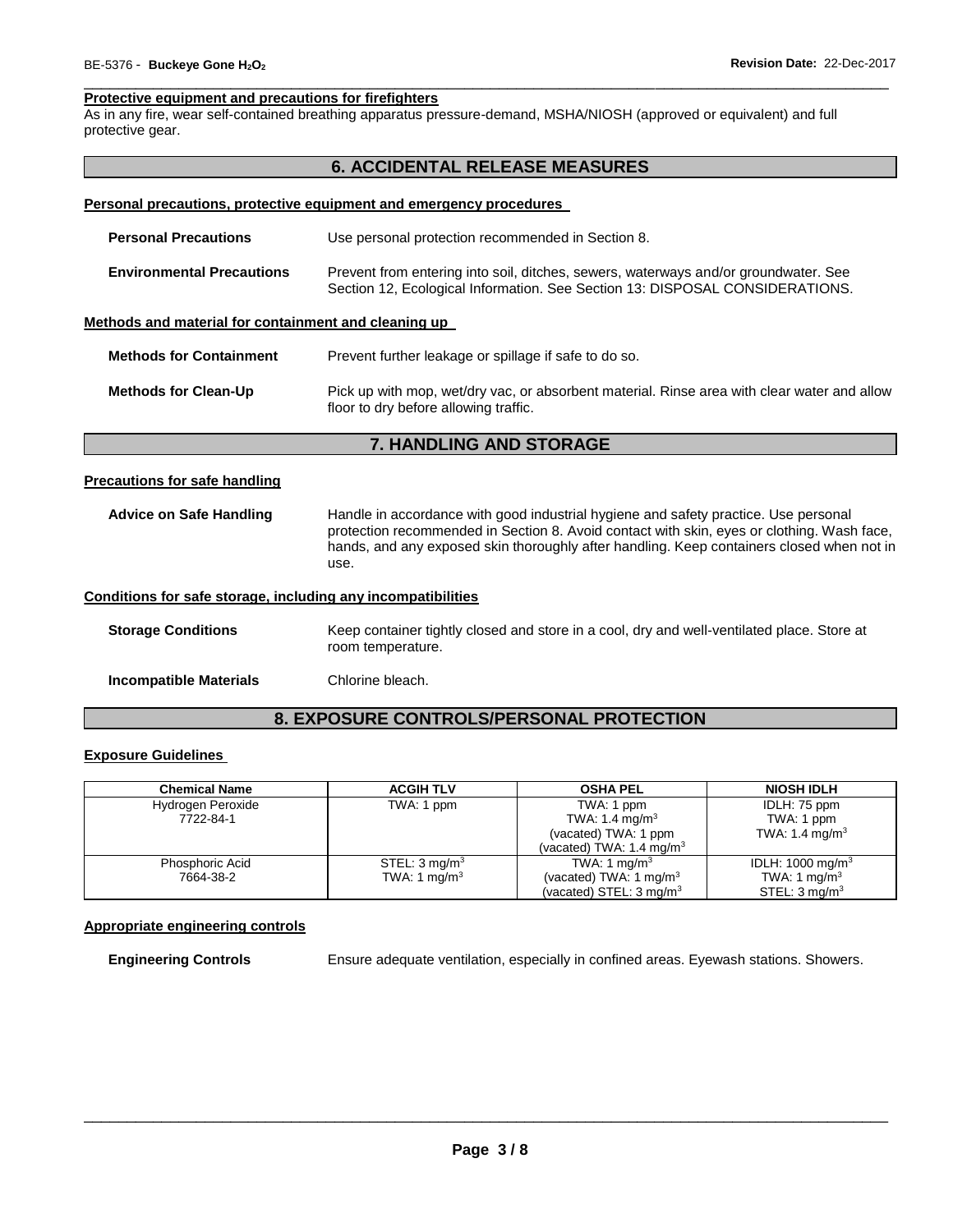**Protective equipment and precautions for firefighters**

As in any fire, wear self-contained breathing apparatus pressure-demand, MSHA/NIOSH (approved or equivalent) and full protective gear.

## 6. ACCIDENTAL RELEASE MEASURES

**Personal precautions, protective equipment and emergency procedures**

**Personal Precautions** Use personal protection recommended in Section 8.

**Environmental Precautions** Prevent from entering into soil, ditches, sewers, waterways and/or groundwater. See Section 12, Ecological Information. See Section 13: DISPOSAL CONSIDERATIONS.

**Methods and material for containment and cleaning up**

**Methods for Containment** Prevent further leakage or spillage if safe to do so.

**Methods for Clean-Up** Pick up with mop, wet/dry vac, or absorbent material. Rinse area with clear water and allow floor to dry before allowing traffic.

## 7. HANDLING AND STORAGE

**Precautions for safe handling**

**Advice on Safe Handling** Handle in accordance with good industrial hygiene and safety practice. Use personal protection recommended in Section 8. Avoid contact with skin, eyes or clothing. Wash face, hands, and any exposed skin thoroughly after handling. Keep containers closed when not in use.

**Conditions for safe storage, including any incompatibilities**

**Storage Conditions** Keep container tightly closed and store in a cool, dry and well-ventilated place. Store at room temperature.

**Incompatible Materials** Chlorine bleach.

## 8. EXPOSURE CONTROLS/PERSONAL PROTECTION

**Exposure Guidelines**

| Chemical Name | ACGIH TLV | OSHA PEL | NIOSH IDLH |
|---|---|---|---|
| Hydrogen Peroxide<br>7722-84-1 | TWA: 1 ppm | TWA: 1 ppm<br>TWA: 1.4 mg/m$^3$<br>(vacated) TWA: 1 ppm<br>(vacated) TWA: 1.4 mg/m$^3$ | IDLH: 75 ppm<br>TWA: 1 ppm<br>TWA: 1.4 mg/m$^3$ |
| Phosphoric Acid<br>7664-38-2 | STEL: 3 mg/m$^3$<br>TWA: 1 mg/m$^3$ | TWA: 1 mg/m$^3$<br>(vacated) TWA: 1 mg/m$^3$<br>(vacated) STEL: 3 mg/m$^3$ | IDLH: 1000 mg/m$^3$<br>TWA: 1 mg/m$^3$<br>STEL: 3 mg/m$^3$ |

**Appropriate engineering controls**

**Engineering Controls** Ensure adequate ventilation, especially in confined areas. Eyewash stations. Showers.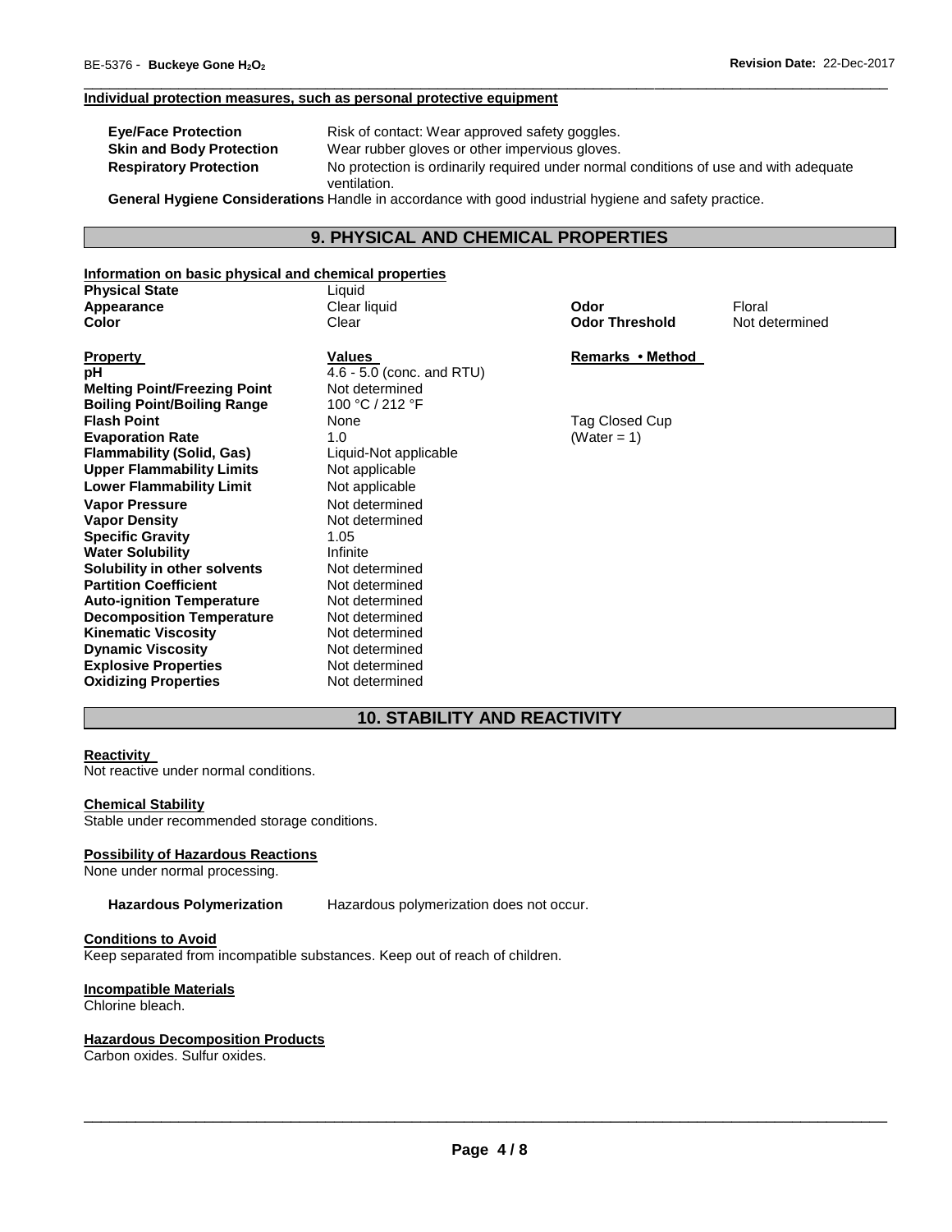#### Individual protection measures, such as personal protective equipment

| | |
|---|---|
| **Eye/Face Protection** | Risk of contact: Wear approved safety goggles. |
| **Skin and Body Protection** | Wear rubber gloves or other impervious gloves. |
| **Respiratory Protection** | No protection is ordinarily required under normal conditions of use and with adequate ventilation. |

**General Hygiene Considerations** Handle in accordance with good industrial hygiene and safety practice.

## 9. PHYSICAL AND CHEMICAL PROPERTIES

#### Information on basic physical and chemical properties

| | | | |
|---|---|---|---|
| **Physical State** | Liquid | | |
| **Appearance** | Clear liquid | **Odor** | Floral |
| **Color** | Clear | **Odor Threshold** | Not determined |

| **Property** | **Values** | **Remarks • Method** |
|---|---|---|
| **pH** | 4.6 - 5.0 (conc. and RTU) | |
| **Melting Point/Freezing Point** | Not determined | |
| **Boiling Point/Boiling Range** | 100 °C / 212 °F | |
| **Flash Point** | None | Tag Closed Cup |
| **Evaporation Rate** | 1.0 | (Water = 1) |
| **Flammability (Solid, Gas)** | Liquid-Not applicable | |
| **Upper Flammability Limits** | Not applicable | |
| **Lower Flammability Limit** | Not applicable | |
| **Vapor Pressure** | Not determined | |
| **Vapor Density** | Not determined | |
| **Specific Gravity** | 1.05 | |
| **Water Solubility** | Infinite | |
| **Solubility in other solvents** | Not determined | |
| **Partition Coefficient** | Not determined | |
| **Auto-ignition Temperature** | Not determined | |
| **Decomposition Temperature** | Not determined | |
| **Kinematic Viscosity** | Not determined | |
| **Dynamic Viscosity** | Not determined | |
| **Explosive Properties** | Not determined | |
| **Oxidizing Properties** | Not determined | |

## 10. STABILITY AND REACTIVITY

#### Reactivity

Not reactive under normal conditions.

#### Chemical Stability

Stable under recommended storage conditions.

#### Possibility of Hazardous Reactions

None under normal processing.

**Hazardous Polymerization** Hazardous polymerization does not occur.

#### Conditions to Avoid

Keep separated from incompatible substances. Keep out of reach of children.

#### Incompatible Materials

Chlorine bleach.

#### Hazardous Decomposition Products

Carbon oxides. Sulfur oxides.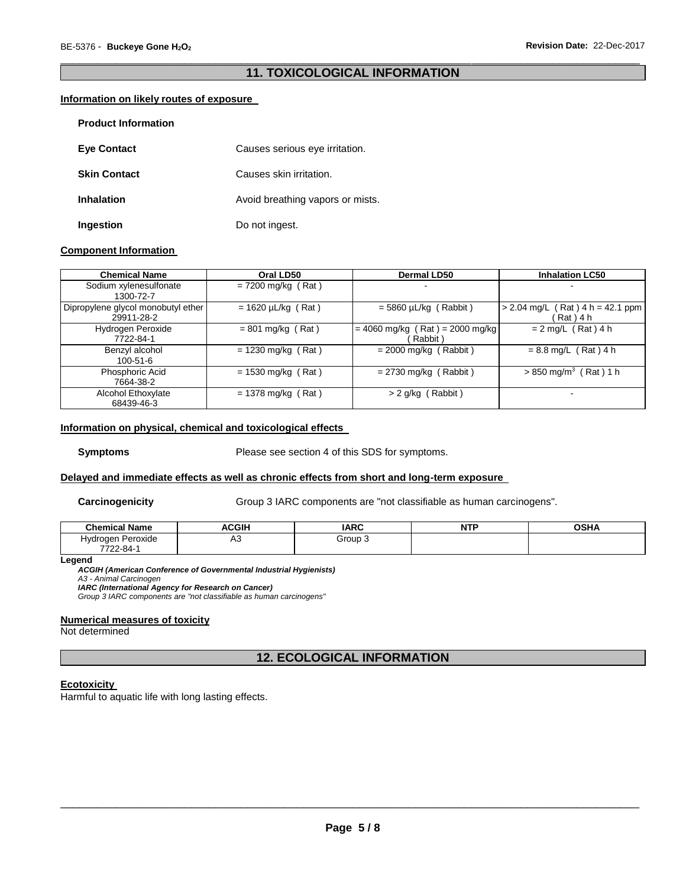## 11. TOXICOLOGICAL INFORMATION

### Information on likely routes of exposure

**Product Information**

**Eye Contact** Causes serious eye irritation.

**Skin Contact** Causes skin irritation.

**Inhalation** Avoid breathing vapors or mists.

**Ingestion** Do not ingest.

### Component Information

| Chemical Name | Oral LD50 | Dermal LD50 | Inhalation LC50 |
|---|---|---|---|
| Sodium xylenesulfonate 1300-72-7 | = 7200 mg/kg ( Rat ) | - | - |
| Dipropylene glycol monobutyl ether 29911-28-2 | = 1620 µL/kg ( Rat ) | = 5860 µL/kg ( Rabbit ) | > 2.04 mg/L ( Rat ) 4 h = 42.1 ppm ( Rat ) 4 h |
| Hydrogen Peroxide 7722-84-1 | = 801 mg/kg ( Rat ) | = 4060 mg/kg ( Rat ) = 2000 mg/kg ( Rabbit ) | = 2 mg/L ( Rat ) 4 h |
| Benzyl alcohol 100-51-6 | = 1230 mg/kg ( Rat ) | = 2000 mg/kg ( Rabbit ) | = 8.8 mg/L ( Rat ) 4 h |
| Phosphoric Acid 7664-38-2 | = 1530 mg/kg ( Rat ) | = 2730 mg/kg ( Rabbit ) | > 850 $mg/m^3$ ( Rat ) 1 h |
| Alcohol Ethoxylate 68439-46-3 | = 1378 mg/kg ( Rat ) | > 2 g/kg ( Rabbit ) | - |

### Information on physical, chemical and toxicological effects

**Symptoms** Please see section 4 of this SDS for symptoms.

### Delayed and immediate effects as well as chronic effects from short and long-term exposure

**Carcinogenicity** Group 3 IARC components are "not classifiable as human carcinogens".

| Chemical Name | ACGIH | IARC | NTP | OSHA |
|---|---|---|---|---|
| Hydrogen Peroxide 7722-84-1 | A3 | Group 3 | | |

**Legend**

***ACGIH (American Conference of Governmental Industrial Hygienists)***
*A3 - Animal Carcinogen*
***IARC (International Agency for Research on Cancer)***
*Group 3 IARC components are "not classifiable as human carcinogens"*

### Numerical measures of toxicity

Not determined

## 12. ECOLOGICAL INFORMATION

### Ecotoxicity

Harmful to aquatic life with long lasting effects.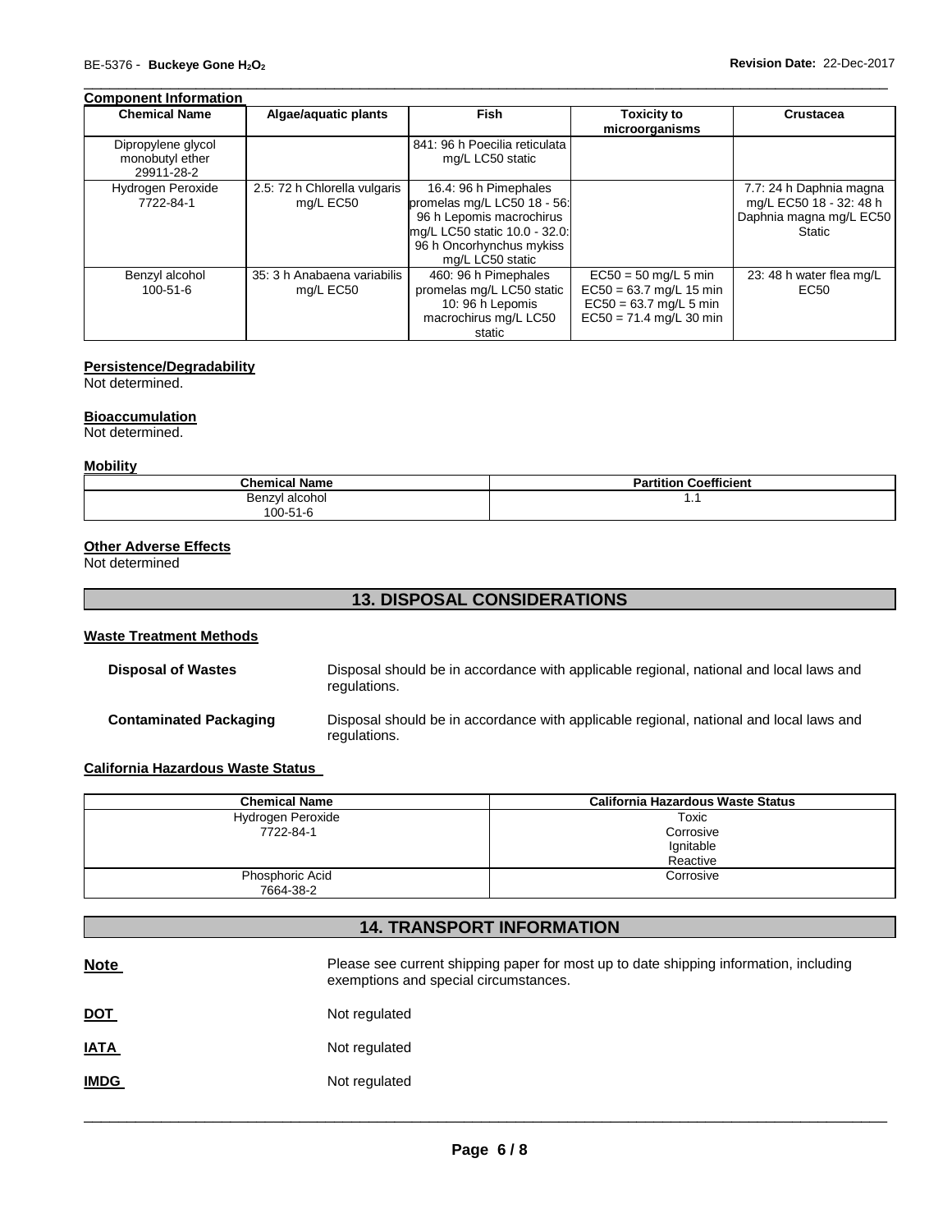**Component Information**

| Chemical Name | Algae/aquatic plants | Fish | Toxicity to microorganisms | Crustacea |
| --- | --- | --- | --- | --- |
| Dipropylene glycol monobutyl ether 29911-28-2 | | 841: 96 h Poecilia reticulata mg/L LC50 static | | |
| Hydrogen Peroxide 7722-84-1 | 2.5: 72 h Chlorella vulgaris mg/L EC50 | 16.4: 96 h Pimephales promelas mg/L LC50 18 - 56: 96 h Lepomis macrochirus mg/L LC50 static 10.0 - 32.0: 96 h Oncorhynchus mykiss mg/L LC50 static | | 7.7: 24 h Daphnia magna mg/L EC50 18 - 32: 48 h Daphnia magna mg/L EC50 Static |
| Benzyl alcohol 100-51-6 | 35: 3 h Anabaena variabilis mg/L EC50 | 460: 96 h Pimephales promelas mg/L LC50 static 10: 96 h Lepomis macrochirus mg/L LC50 static | EC50 = 50 mg/L 5 min EC50 = 63.7 mg/L 15 min EC50 = 63.7 mg/L 5 min EC50 = 71.4 mg/L 30 min | 23: 48 h water flea mg/L EC50 |

**Persistence/Degradability**

Not determined.

**Bioaccumulation**

Not determined.

**Mobility**

| Chemical Name | Partition Coefficient |
| --- | --- |
| Benzyl alcohol 100-51-6 | 1.1 |

**Other Adverse Effects**

Not determined

## 13. DISPOSAL CONSIDERATIONS

**Waste Treatment Methods**

**Disposal of Wastes** Disposal should be in accordance with applicable regional, national and local laws and regulations.

**Contaminated Packaging** Disposal should be in accordance with applicable regional, national and local laws and regulations.

**California Hazardous Waste Status**

| Chemical Name | California Hazardous Waste Status |
| --- | --- |
| Hydrogen Peroxide 7722-84-1 | Toxic Corrosive Ignitable Reactive |
| Phosphoric Acid 7664-38-2 | Corrosive |

## 14. TRANSPORT INFORMATION

**Note** Please see current shipping paper for most up to date shipping information, including exemptions and special circumstances.

**DOT** Not regulated

**IATA** Not regulated

**IMDG** Not regulated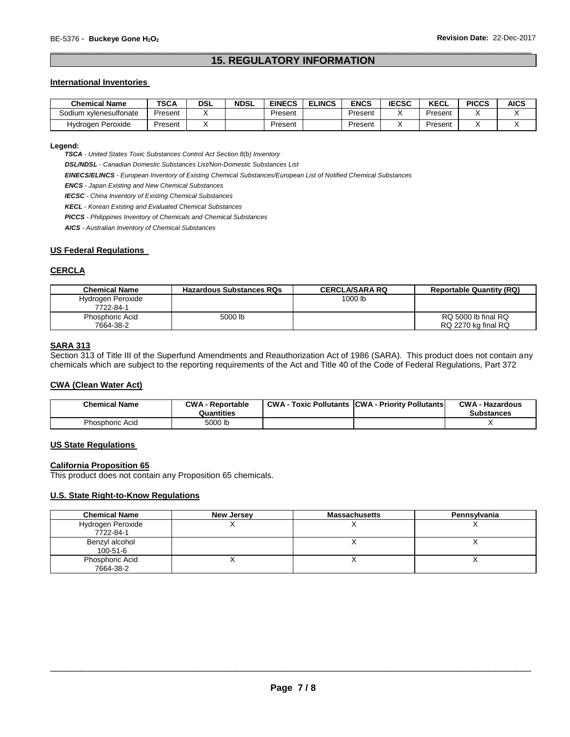## 15. REGULATORY INFORMATION

### International Inventories

| Chemical Name | TSCA | DSL | NDSL | EINECS | ELINCS | ENCS | IECSC | KECL | PICCS | AICS |
|---|---|---|---|---|---|---|---|---|---|---|
| Sodium xylenesulfonate | Present | X | | Present | | Present | X | Present | X | X |
| Hydrogen Peroxide | Present | X | | Present | | Present | X | Present | X | X |

**Legend:**

***TSCA*** *- United States Toxic Substances Control Act Section 8(b) Inventory*

***DSL/NDSL*** *- Canadian Domestic Substances List/Non-Domestic Substances List*

***EINECS/ELINCS*** *- European Inventory of Existing Chemical Substances/European List of Notified Chemical Substances*

***ENCS*** *- Japan Existing and New Chemical Substances*

***IECSC*** *- China Inventory of Existing Chemical Substances*

***KECL*** *- Korean Existing and Evaluated Chemical Substances*

***PICCS*** *- Philippines Inventory of Chemicals and Chemical Substances*

***AICS*** *- Australian Inventory of Chemical Substances*

### US Federal Regulations

### CERCLA

| Chemical Name | Hazardous Substances RQs | CERCLA/SARA RQ | Reportable Quantity (RQ) |
|---|---|---|---|
| Hydrogen Peroxide 7722-84-1 | | 1000 lb | |
| Phosphoric Acid 7664-38-2 | 5000 lb | | RQ 5000 lb final RQ RQ 2270 kg final RQ |

### SARA 313

Section 313 of Title III of the Superfund Amendments and Reauthorization Act of 1986 (SARA). This product does not contain any chemicals which are subject to the reporting requirements of the Act and Title 40 of the Code of Federal Regulations, Part 372

### CWA (Clean Water Act)

| Chemical Name | CWA - Reportable Quantities | CWA - Toxic Pollutants | CWA - Priority Pollutants | CWA - Hazardous Substances |
|---|---|---|---|---|
| Phosphoric Acid | 5000 lb | | | X |

### US State Regulations

### California Proposition 65

This product does not contain any Proposition 65 chemicals.

### U.S. State Right-to-Know Regulations

| Chemical Name | New Jersey | Massachusetts | Pennsylvania |
|---|---|---|---|
| Hydrogen Peroxide 7722-84-1 | X | X | X |
| Benzyl alcohol 100-51-6 | | X | X |
| Phosphoric Acid 7664-38-2 | X | X | X |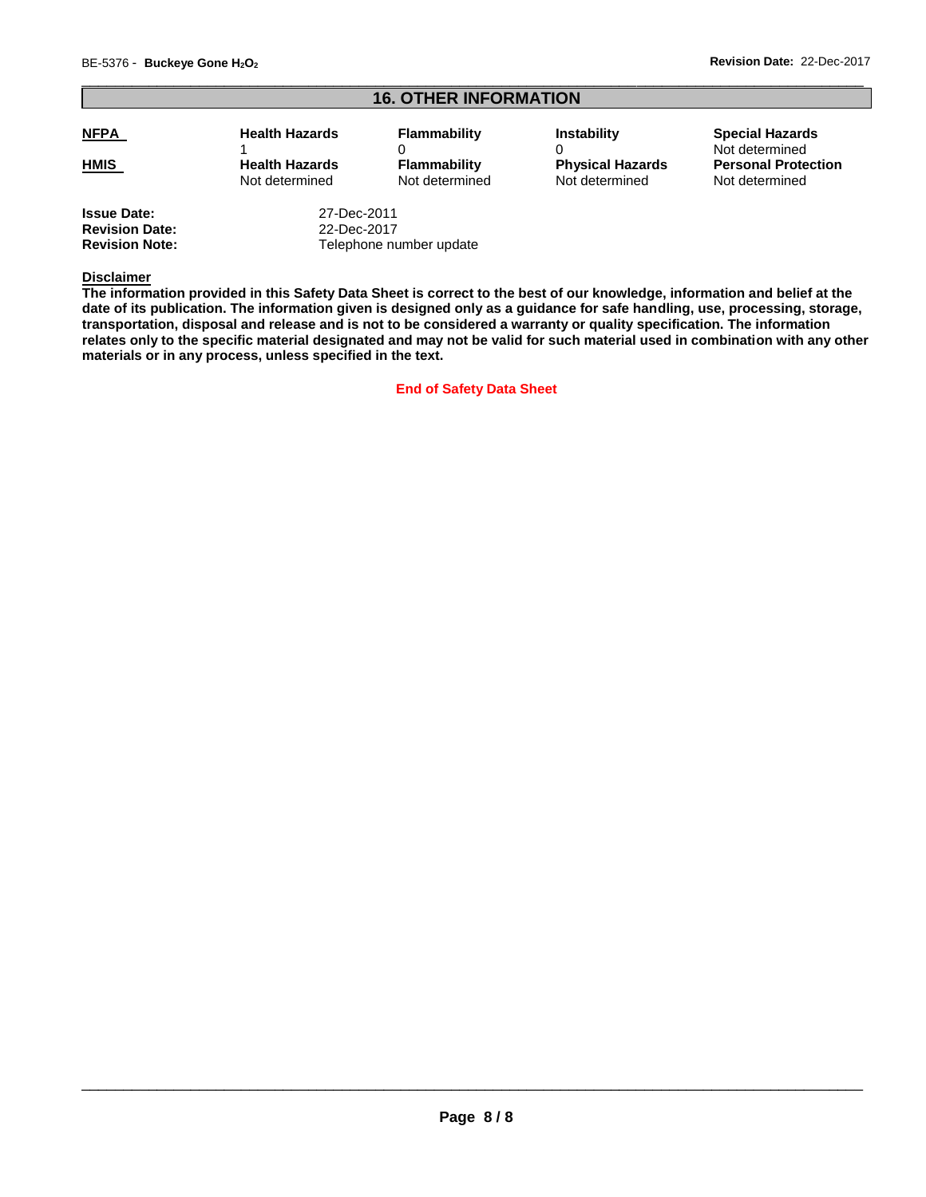## 16. OTHER INFORMATION

| | | | | |
|---|---|---|---|---|
| **NFPA** | **Health Hazards**<br>1 | **Flammability**<br>0 | **Instability**<br>0 | **Special Hazards**<br>Not determined |
| **HMIS** | **Health Hazards**<br>Not determined | **Flammability**<br>Not determined | **Physical Hazards**<br>Not determined | **Personal Protection**<br>Not determined |

**Issue Date:** 27-Dec-2011
**Revision Date:** 22-Dec-2017
**Revision Note:** Telephone number update

**Disclaimer**

**The information provided in this Safety Data Sheet is correct to the best of our knowledge, information and belief at the date of its publication. The information given is designed only as a guidance for safe handling, use, processing, storage, transportation, disposal and release and is not to be considered a warranty or quality specification. The information relates only to the specific material designated and may not be valid for such material used in combination with any other materials or in any process, unless specified in the text.**

**End of Safety Data Sheet**